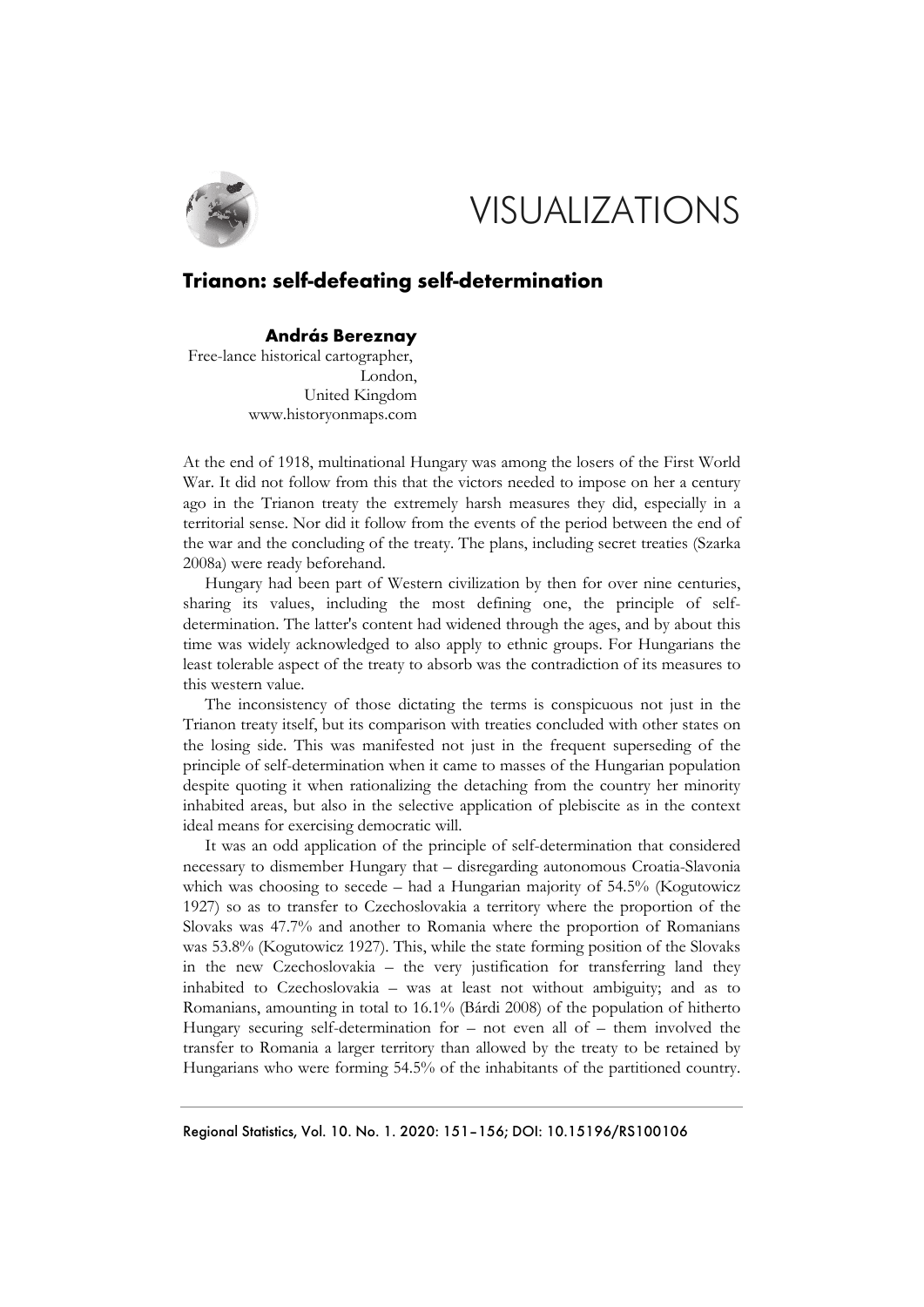# VISUALIZATIONS

## Trianon: self-defeating self-determination

**András Bereznay**
Free-lance historical cartographer,
London,
United Kingdom
www.historyonmaps.com

At the end of 1918, multinational Hungary was among the losers of the First World War. It did not follow from this that the victors needed to impose on her a century ago in the Trianon treaty the extremely harsh measures they did, especially in a territorial sense. Nor did it follow from the events of the period between the end of the war and the concluding of the treaty. The plans, including secret treaties (Szarka 2008a) were ready beforehand.

Hungary had been part of Western civilization by then for over nine centuries, sharing its values, including the most defining one, the principle of self-determination. The latter's content had widened through the ages, and by about this time was widely acknowledged to also apply to ethnic groups. For Hungarians the least tolerable aspect of the treaty to absorb was the contradiction of its measures to this western value.

The inconsistency of those dictating the terms is conspicuous not just in the Trianon treaty itself, but its comparison with treaties concluded with other states on the losing side. This was manifested not just in the frequent superseding of the principle of self-determination when it came to masses of the Hungarian population despite quoting it when rationalizing the detaching from the country her minority inhabited areas, but also in the selective application of plebiscite as in the context ideal means for exercising democratic will.

It was an odd application of the principle of self-determination that considered necessary to dismember Hungary that – disregarding autonomous Croatia-Slavonia which was choosing to secede – had a Hungarian majority of 54.5% (Kogutowicz 1927) so as to transfer to Czechoslovakia a territory where the proportion of the Slovaks was 47.7% and another to Romania where the proportion of Romanians was 53.8% (Kogutowicz 1927). This, while the state forming position of the Slovaks in the new Czechoslovakia – the very justification for transferring land they inhabited to Czechoslovakia – was at least not without ambiguity; and as to Romanians, amounting in total to 16.1% (Bárdi 2008) of the population of hitherto Hungary securing self-determination for – not even all of – them involved the transfer to Romania a larger territory than allowed by the treaty to be retained by Hungarians who were forming 54.5% of the inhabitants of the partitioned country.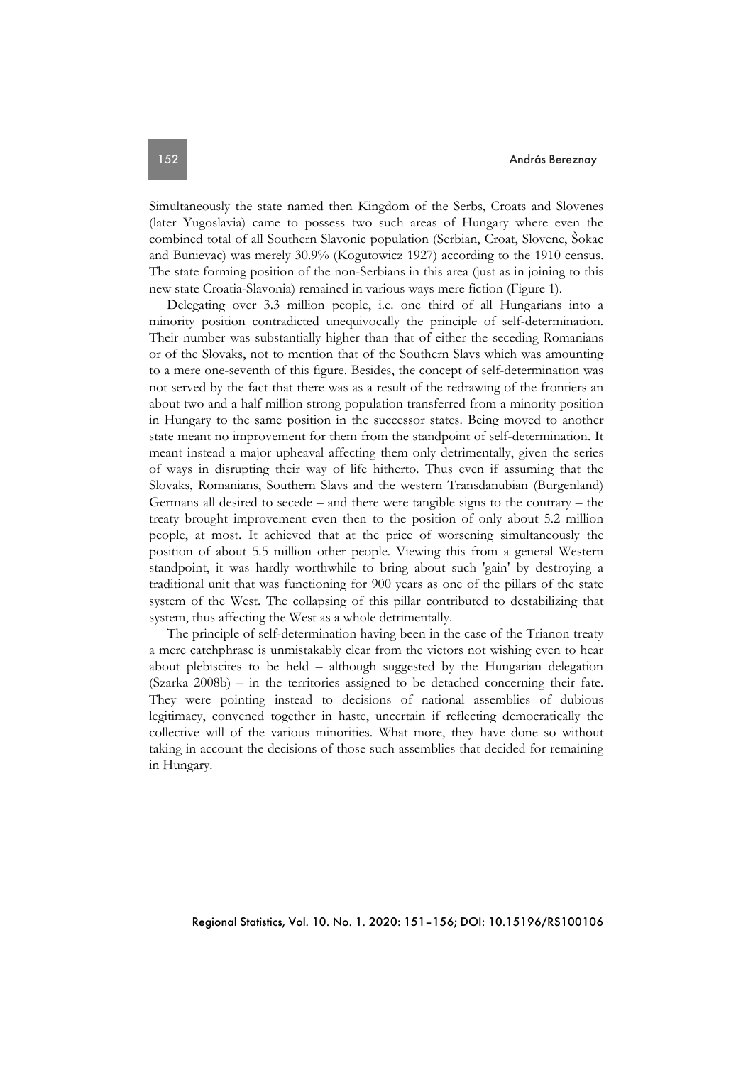Simultaneously the state named then Kingdom of the Serbs, Croats and Slovenes (later Yugoslavia) came to possess two such areas of Hungary where even the combined total of all Southern Slavonic population (Serbian, Croat, Slovene, Šokac and Bunievac) was merely 30.9% (Kogutowicz 1927) according to the 1910 census. The state forming position of the non-Serbians in this area (just as in joining to this new state Croatia-Slavonia) remained in various ways mere fiction (Figure 1).

Delegating over 3.3 million people, i.e. one third of all Hungarians into a minority position contradicted unequivocally the principle of self-determination. Their number was substantially higher than that of either the seceding Romanians or of the Slovaks, not to mention that of the Southern Slavs which was amounting to a mere one-seventh of this figure. Besides, the concept of self-determination was not served by the fact that there was as a result of the redrawing of the frontiers an about two and a half million strong population transferred from a minority position in Hungary to the same position in the successor states. Being moved to another state meant no improvement for them from the standpoint of self-determination. It meant instead a major upheaval affecting them only detrimentally, given the series of ways in disrupting their way of life hitherto. Thus even if assuming that the Slovaks, Romanians, Southern Slavs and the western Transdanubian (Burgenland) Germans all desired to secede – and there were tangible signs to the contrary – the treaty brought improvement even then to the position of only about 5.2 million people, at most. It achieved that at the price of worsening simultaneously the position of about 5.5 million other people. Viewing this from a general Western standpoint, it was hardly worthwhile to bring about such 'gain' by destroying a traditional unit that was functioning for 900 years as one of the pillars of the state system of the West. The collapsing of this pillar contributed to destabilizing that system, thus affecting the West as a whole detrimentally.

The principle of self-determination having been in the case of the Trianon treaty a mere catchphrase is unmistakably clear from the victors not wishing even to hear about plebiscites to be held – although suggested by the Hungarian delegation (Szarka 2008b) – in the territories assigned to be detached concerning their fate. They were pointing instead to decisions of national assemblies of dubious legitimacy, convened together in haste, uncertain if reflecting democratically the collective will of the various minorities. What more, they have done so without taking in account the decisions of those such assemblies that decided for remaining in Hungary.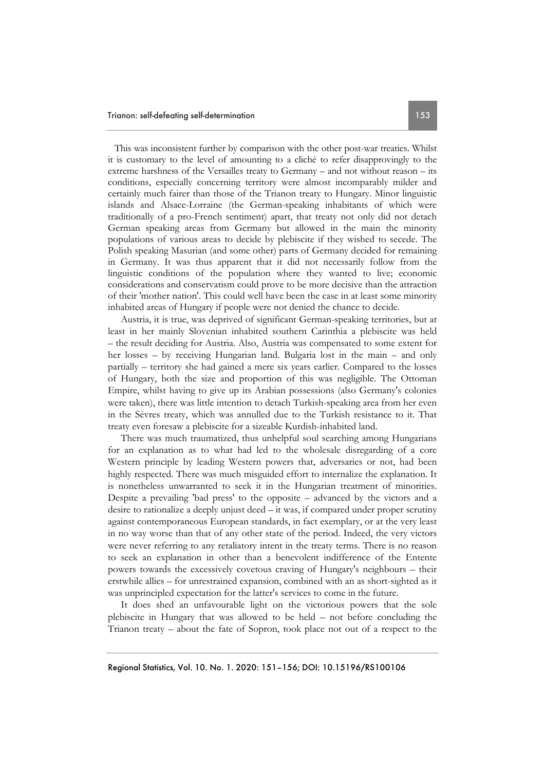This was inconsistent further by comparison with the other post-war treaties. Whilst it is customary to the level of amounting to a cliché to refer disapprovingly to the extreme harshness of the Versailles treaty to Germany – and not without reason – its conditions, especially concerning territory were almost incomparably milder and certainly much fairer than those of the Trianon treaty to Hungary. Minor linguistic islands and Alsace-Lorraine (the German-speaking inhabitants of which were traditionally of a pro-French sentiment) apart, that treaty not only did not detach German speaking areas from Germany but allowed in the main the minority populations of various areas to decide by plebiscite if they wished to secede. The Polish speaking Masurian (and some other) parts of Germany decided for remaining in Germany. It was thus apparent that it did not necessarily follow from the linguistic conditions of the population where they wanted to live; economic considerations and conservatism could prove to be more decisive than the attraction of their 'mother nation'. This could well have been the case in at least some minority inhabited areas of Hungary if people were not denied the chance to decide.

Austria, it is true, was deprived of significant German-speaking territories, but at least in her mainly Slovenian inhabited southern Carinthia a plebiscite was held – the result deciding for Austria. Also, Austria was compensated to some extent for her losses – by receiving Hungarian land. Bulgaria lost in the main – and only partially – territory she had gained a mere six years earlier. Compared to the losses of Hungary, both the size and proportion of this was negligible. The Ottoman Empire, whilst having to give up its Arabian possessions (also Germany's colonies were taken), there was little intention to detach Turkish-speaking area from her even in the Sèvres treaty, which was annulled due to the Turkish resistance to it. That treaty even foresaw a plebiscite for a sizeable Kurdish-inhabited land.

There was much traumatized, thus unhelpful soul searching among Hungarians for an explanation as to what had led to the wholesale disregarding of a core Western principle by leading Western powers that, adversaries or not, had been highly respected. There was much misguided effort to internalize the explanation. It is nonetheless unwarranted to seek it in the Hungarian treatment of minorities. Despite a prevailing 'bad press' to the opposite – advanced by the victors and a desire to rationalize a deeply unjust deed – it was, if compared under proper scrutiny against contemporaneous European standards, in fact exemplary, or at the very least in no way worse than that of any other state of the period. Indeed, the very victors were never referring to any retaliatory intent in the treaty terms. There is no reason to seek an explanation in other than a benevolent indifference of the Entente powers towards the excessively covetous craving of Hungary's neighbours – their erstwhile allies – for unrestrained expansion, combined with an as short-sighted as it was unprincipled expectation for the latter's services to come in the future.

It does shed an unfavourable light on the victorious powers that the sole plebiscite in Hungary that was allowed to be held – not before concluding the Trianon treaty – about the fate of Sopron, took place not out of a respect to the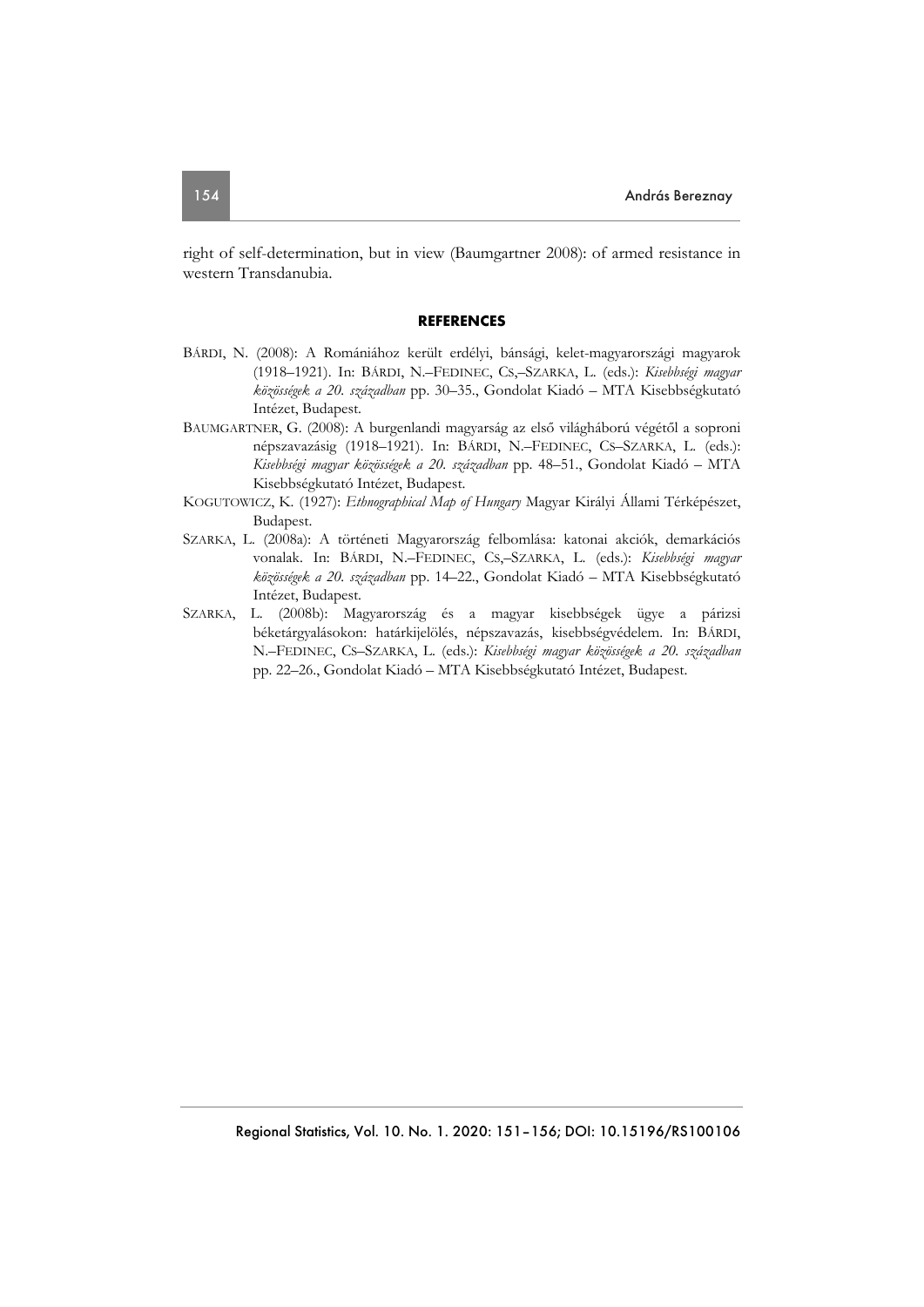right of self-determination, but in view (Baumgartner 2008): of armed resistance in western Transdanubia.

## REFERENCES

BÁRDI, N. (2008): A Romániához került erdélyi, bánsági, kelet-magyarországi magyarok (1918–1921). In: BÁRDI, N.–FEDINEC, CS,–SZARKA, L. (eds.): *Kisebbségi magyar közösségek a 20. században* pp. 30–35., Gondolat Kiadó – MTA Kisebbségkutató Intézet, Budapest.

BAUMGARTNER, G. (2008): A burgenlandi magyarság az első világháború végétől a soproni népszavazásig (1918–1921). In: BÁRDI, N.–FEDINEC, CS–SZARKA, L. (eds.): *Kisebbségi magyar közösségek a 20. században* pp. 48–51., Gondolat Kiadó – MTA Kisebbségkutató Intézet, Budapest.

KOGUTOWICZ, K. (1927): *Ethnographical Map of Hungary* Magyar Királyi Állami Térképészet, Budapest.

SZARKA, L. (2008a): A történeti Magyarország felbomlása: katonai akciók, demarkációs vonalak. In: BÁRDI, N.–FEDINEC, CS,–SZARKA, L. (eds.): *Kisebbségi magyar közösségek a 20. században* pp. 14–22., Gondolat Kiadó – MTA Kisebbségkutató Intézet, Budapest.

SZARKA, L. (2008b): Magyarország és a magyar kisebbségek ügye a párizsi béketárgyalásokon: határkijelölés, népszavazás, kisebbségvédelem. In: BÁRDI, N.–FEDINEC, CS–SZARKA, L. (eds.): *Kisebbségi magyar közösségek a 20. században* pp. 22–26., Gondolat Kiadó – MTA Kisebbségkutató Intézet, Budapest.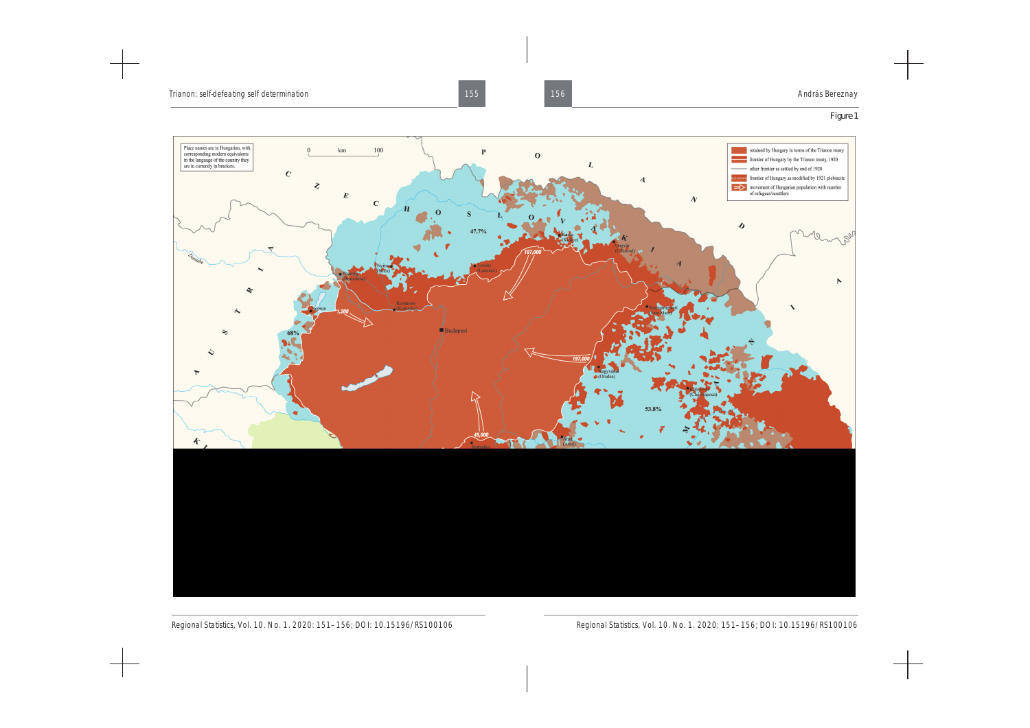Figure 1

Place names are in Hungarian, with corresponding modern equivalents in the language of the country they are in currently in brackets.

0 km 100

retained by Hungary in terms of the Trianon treaty

frontier of Hungary by the Trianon treaty, 1920

other frontier as settled by end of 1920

frontier of Hungary as modified by 1921 plebiscite

movement of Hungarian population with number of refugees/resettlers

C Z E C H O S L O V A K I A

P O L A N D

A U S T R I A

R O M A N I A

Danube

Pozsony (Bratislava)

Nyitra (Nitra)

Léva (Levice)

Kassa (Košice)

Ungvár (Uzhhorod)

Sopron

Komárom (Komárno)

Budapest

Szatmárnémeti (Satu Mare)

Nagyvárad (Oradea)

Kolozsvár (Cluj-Napoca)

Arad (Arad)

Szabadka

47.7%

68%

53.8%

107,000

1,200

197,000

45,000